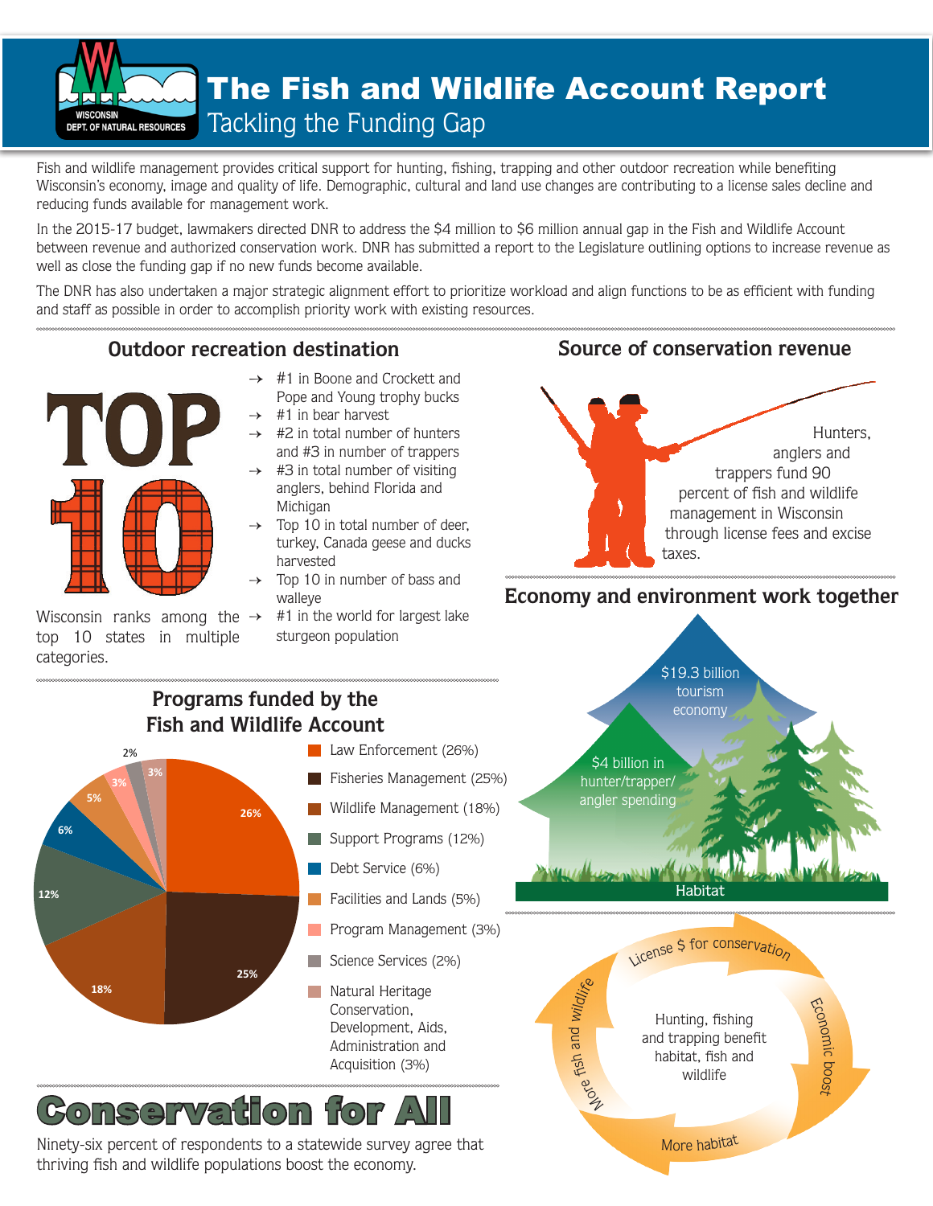WISCONSIN DEPT. OF NATURAL RESOURCES

# The Fish and Wildlife Account Report

## Tackling the Funding Gap

Fish and wildlife management provides critical support for hunting, fishing, trapping and other outdoor recreation while benefiting Wisconsin's economy, image and quality of life. Demographic, cultural and land use changes are contributing to a license sales decline and reducing funds available for management work.

In the 2015-17 budget, lawmakers directed DNR to address the $4 million to $6 million annual gap in the Fish and Wildlife Account between revenue and authorized conservation work. DNR has submitted a report to the Legislature outlining options to increase revenue as well as close the funding gap if no new funds become available.

The DNR has also undertaken a major strategic alignment effort to prioritize workload and align functions to be as efficient with funding and staff as possible in order to accomplish priority work with existing resources.

## Outdoor recreation destination

TOP 10

Wisconsin ranks among the top 10 states in multiple categories.

- #1 in Boone and Crockett and Pope and Young trophy bucks
- #1 in bear harvest
- #2 in total number of hunters and #3 in number of trappers
- #3 in total number of visiting anglers, behind Florida and Michigan
- Top 10 in total number of deer, turkey, Canada geese and ducks harvested
- Top 10 in number of bass and walleye
- #1 in the world for largest lake sturgeon population

## Source of conservation revenue

Hunters, anglers and trappers fund 90 percent of fish and wildlife management in Wisconsin through license fees and excise taxes.

## Programs funded by the Fish and Wildlife Account

- Law Enforcement (26%)
- Fisheries Management (25%)
- Wildlife Management (18%)
- Support Programs (12%)
- Debt Service (6%)
- Facilities and Lands (5%)
- Program Management (3%)
- Science Services (2%)
- Natural Heritage Conservation, Development, Aids, Administration and Acquisition (3%)

26%
25%
18%
12%
6%
5%
3%
2%
3%

## Economy and environment work together

$19.3 billion tourism economy

$4 billion in hunter/trapper/angler spending

Habitat

License $ for conservation

Economic boost

More habitat

More fish and wildlife

Hunting, fishing and trapping benefit habitat, fish and wildlife

## Conservation for All

Ninety-six percent of respondents to a statewide survey agree that thriving fish and wildlife populations boost the economy.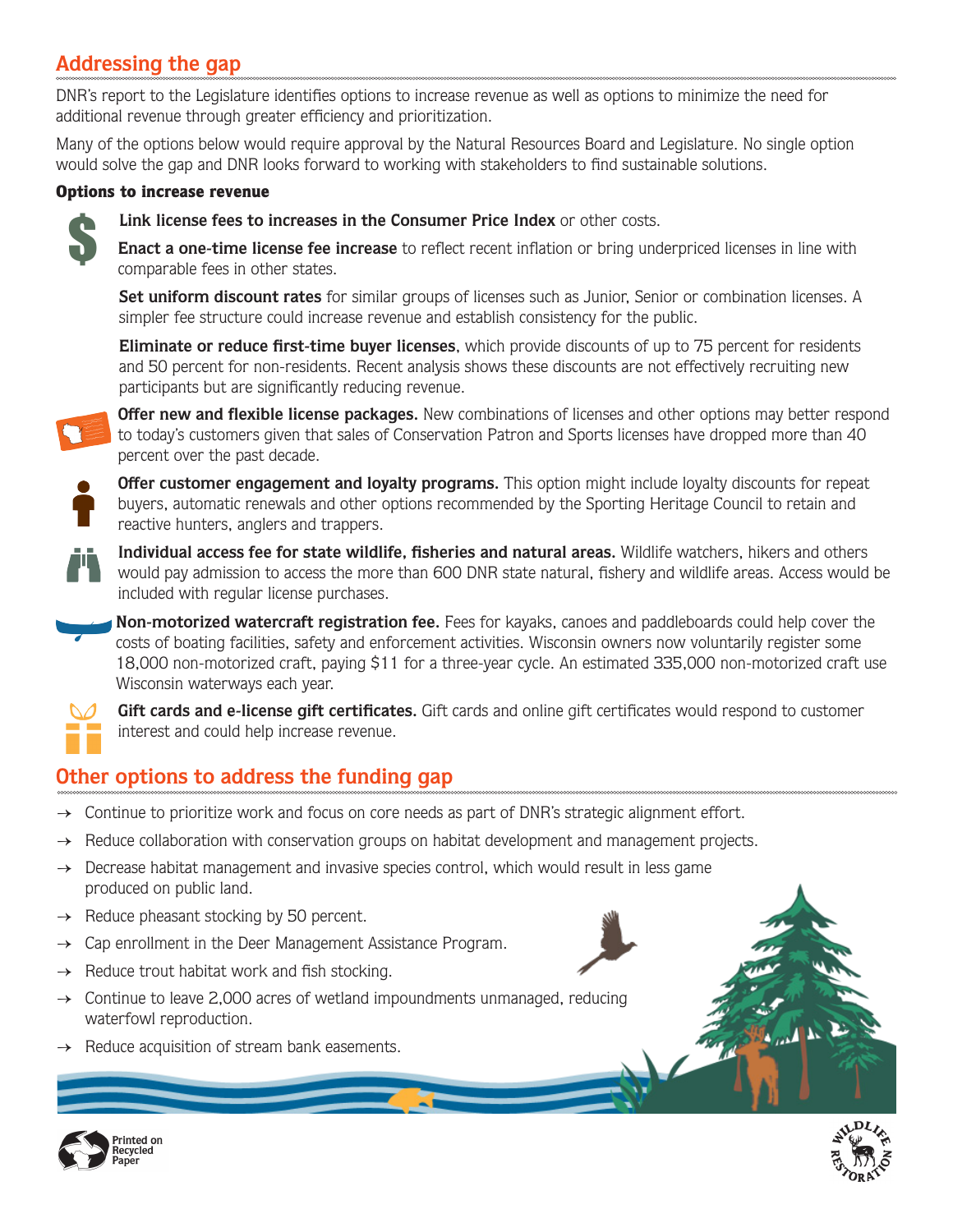## Addressing the gap

DNR's report to the Legislature identifies options to increase revenue as well as options to minimize the need for additional revenue through greater efficiency and prioritization.

Many of the options below would require approval by the Natural Resources Board and Legislature. No single option would solve the gap and DNR looks forward to working with stakeholders to find sustainable solutions.

### Options to increase revenue

**Link license fees to increases in the Consumer Price Index** or other costs.

**Enact a one-time license fee increase** to reflect recent inflation or bring underpriced licenses in line with comparable fees in other states.

**Set uniform discount rates** for similar groups of licenses such as Junior, Senior or combination licenses. A simpler fee structure could increase revenue and establish consistency for the public.

**Eliminate or reduce first-time buyer licenses**, which provide discounts of up to 75 percent for residents and 50 percent for non-residents. Recent analysis shows these discounts are not effectively recruiting new participants but are significantly reducing revenue.

**Offer new and flexible license packages.** New combinations of licenses and other options may better respond to today's customers given that sales of Conservation Patron and Sports licenses have dropped more than 40 percent over the past decade.

**Offer customer engagement and loyalty programs.** This option might include loyalty discounts for repeat buyers, automatic renewals and other options recommended by the Sporting Heritage Council to retain and reactive hunters, anglers and trappers.

**Individual access fee for state wildlife, fisheries and natural areas.** Wildlife watchers, hikers and others would pay admission to access the more than 600 DNR state natural, fishery and wildlife areas. Access would be included with regular license purchases.

**Non-motorized watercraft registration fee.** Fees for kayaks, canoes and paddleboards could help cover the costs of boating facilities, safety and enforcement activities. Wisconsin owners now voluntarily register some 18,000 non-motorized craft, paying $11 for a three-year cycle. An estimated 335,000 non-motorized craft use Wisconsin waterways each year.

**Gift cards and e-license gift certificates.** Gift cards and online gift certificates would respond to customer interest and could help increase revenue.

## Other options to address the funding gap

- Continue to prioritize work and focus on core needs as part of DNR's strategic alignment effort.
- Reduce collaboration with conservation groups on habitat development and management projects.
- Decrease habitat management and invasive species control, which would result in less game produced on public land.
- Reduce pheasant stocking by 50 percent.
- Cap enrollment in the Deer Management Assistance Program.
- Reduce trout habitat work and fish stocking.
- Continue to leave 2,000 acres of wetland impoundments unmanaged, reducing waterfowl reproduction.
- Reduce acquisition of stream bank easements.

Printed on Recycled Paper